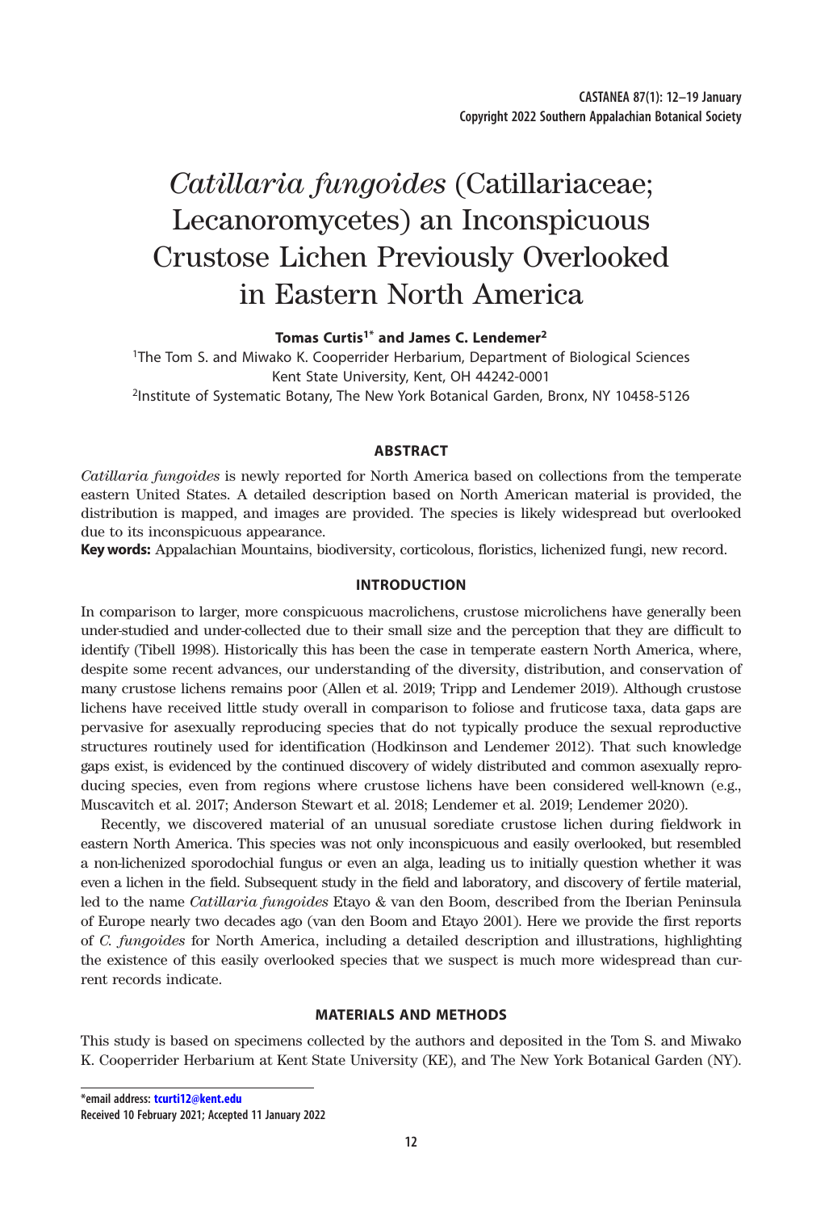# *Catillaria fungoides* (Catillariaceae; Lecanoromycetes) an Inconspicuous Crustose Lichen Previously Overlooked in Eastern North America

**Tomas Curtis[1*] and James C. Lendemer[2]**

[1]The Tom S. and Miwako K. Cooperrider Herbarium, Department of Biological Sciences Kent State University, Kent, OH 44242-0001

[2]Institute of Systematic Botany, The New York Botanical Garden, Bronx, NY 10458-5126

## ABSTRACT

*Catillaria fungoides* is newly reported for North America based on collections from the temperate eastern United States. A detailed description based on North American material is provided, the distribution is mapped, and images are provided. The species is likely widespread but overlooked due to its inconspicuous appearance.

**Key words:** Appalachian Mountains, biodiversity, corticolous, floristics, lichenized fungi, new record.

## INTRODUCTION

In comparison to larger, more conspicuous macrolichens, crustose microlichens have generally been under-studied and under-collected due to their small size and the perception that they are difficult to identify (Tibell 1998). Historically this has been the case in temperate eastern North America, where, despite some recent advances, our understanding of the diversity, distribution, and conservation of many crustose lichens remains poor (Allen et al. 2019; Tripp and Lendemer 2019). Although crustose lichens have received little study overall in comparison to foliose and fruticose taxa, data gaps are pervasive for asexually reproducing species that do not typically produce the sexual reproductive structures routinely used for identification (Hodkinson and Lendemer 2012). That such knowledge gaps exist, is evidenced by the continued discovery of widely distributed and common asexually reproducing species, even from regions where crustose lichens have been considered well-known (e.g., Muscavitch et al. 2017; Anderson Stewart et al. 2018; Lendemer et al. 2019; Lendemer 2020).

Recently, we discovered material of an unusual sorediate crustose lichen during fieldwork in eastern North America. This species was not only inconspicuous and easily overlooked, but resembled a non-lichenized sporodochial fungus or even an alga, leading us to initially question whether it was even a lichen in the field. Subsequent study in the field and laboratory, and discovery of fertile material, led to the name *Catillaria fungoides* Etayo & van den Boom, described from the Iberian Peninsula of Europe nearly two decades ago (van den Boom and Etayo 2001). Here we provide the first reports of *C. fungoides* for North America, including a detailed description and illustrations, highlighting the existence of this easily overlooked species that we suspect is much more widespread than current records indicate.

## MATERIALS AND METHODS

This study is based on specimens collected by the authors and deposited in the Tom S. and Miwako K. Cooperrider Herbarium at Kent State University (KE), and The New York Botanical Garden (NY).

---

*email address: tcurti12@kent.edu

Received 10 February 2021; Accepted 11 January 2022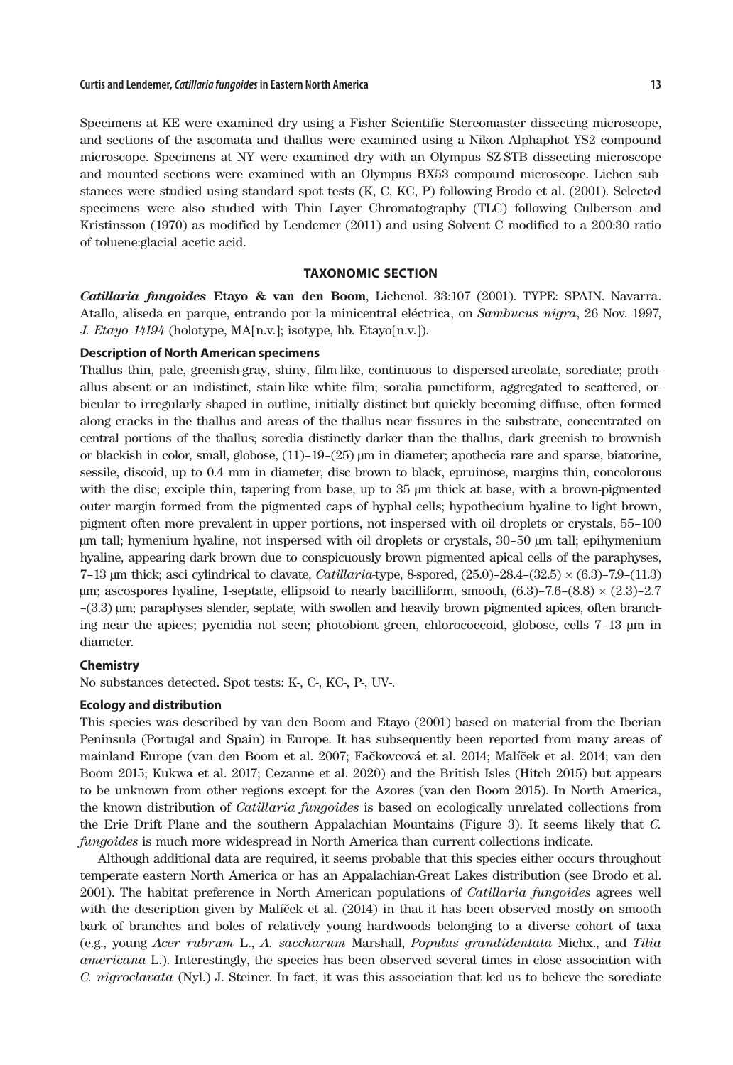Specimens at KE were examined dry using a Fisher Scientific Stereomaster dissecting microscope, and sections of the ascomata and thallus were examined using a Nikon Alphaphot YS2 compound microscope. Specimens at NY were examined dry with an Olympus SZ-STB dissecting microscope and mounted sections were examined with an Olympus BX53 compound microscope. Lichen substances were studied using standard spot tests (K, C, KC, P) following Brodo et al. (2001). Selected specimens were also studied with Thin Layer Chromatography (TLC) following Culberson and Kristinsson (1970) as modified by Lendemer (2011) and using Solvent C modified to a 200:30 ratio of toluene:glacial acetic acid.

## TAXONOMIC SECTION

***Catillaria fungoides* Etayo & van den Boom**, Lichenol. 33:107 (2001). TYPE: SPAIN. Navarra. Atallo, aliseda en parque, entrando por la minicentral eléctrica, on *Sambucus nigra*, 26 Nov. 1997, *J. Etayo 14194* (holotype, MA[n.v.]; isotype, hb. Etayo[n.v.]).

### Description of North American specimens

Thallus thin, pale, greenish-gray, shiny, film-like, continuous to dispersed-areolate, sorediate; prothallus absent or an indistinct, stain-like white film; soralia punctiform, aggregated to scattered, orbicular to irregularly shaped in outline, initially distinct but quickly becoming diffuse, often formed along cracks in the thallus and areas of the thallus near fissures in the substrate, concentrated on central portions of the thallus; soredia distinctly darker than the thallus, dark greenish to brownish or blackish in color, small, globose, (11)–19–(25) µm in diameter; apothecia rare and sparse, biatorine, sessile, discoid, up to 0.4 mm in diameter, disc brown to black, epruinose, margins thin, concolorous with the disc; exciple thin, tapering from base, up to 35 µm thick at base, with a brown-pigmented outer margin formed from the pigmented caps of hyphal cells; hypothecium hyaline to light brown, pigment often more prevalent in upper portions, not inspersed with oil droplets or crystals, 55–100 µm tall; hymenium hyaline, not inspersed with oil droplets or crystals, 30–50 µm tall; epihymenium hyaline, appearing dark brown due to conspicuously brown pigmented apical cells of the paraphyses, 7–13 µm thick; asci cylindrical to clavate, *Catillaria*-type, 8-spored, (25.0)–28.4–(32.5) × (6.3)–7.9–(11.3) µm; ascospores hyaline, 1-septate, ellipsoid to nearly bacilliform, smooth, (6.3)–7.6–(8.8) × (2.3)–2.7–(3.3) µm; paraphyses slender, septate, with swollen and heavily brown pigmented apices, often branching near the apices; pycnidia not seen; photobiont green, chlorococcoid, globose, cells 7–13 µm in diameter.

### Chemistry

No substances detected. Spot tests: K-, C-, KC-, P-, UV-.

### Ecology and distribution

This species was described by van den Boom and Etayo (2001) based on material from the Iberian Peninsula (Portugal and Spain) in Europe. It has subsequently been reported from many areas of mainland Europe (van den Boom et al. 2007; Fačkovcová et al. 2014; Malíček et al. 2014; van den Boom 2015; Kukwa et al. 2017; Cezanne et al. 2020) and the British Isles (Hitch 2015) but appears to be unknown from other regions except for the Azores (van den Boom 2015). In North America, the known distribution of *Catillaria fungoides* is based on ecologically unrelated collections from the Erie Drift Plane and the southern Appalachian Mountains (Figure 3). It seems likely that *C. fungoides* is much more widespread in North America than current collections indicate.

Although additional data are required, it seems probable that this species either occurs throughout temperate eastern North America or has an Appalachian-Great Lakes distribution (see Brodo et al. 2001). The habitat preference in North American populations of *Catillaria fungoides* agrees well with the description given by Malíček et al. (2014) in that it has been observed mostly on smooth bark of branches and boles of relatively young hardwoods belonging to a diverse cohort of taxa (e.g., young *Acer rubrum* L., *A. saccharum* Marshall, *Populus grandidentata* Michx., and *Tilia americana* L.). Interestingly, the species has been observed several times in close association with *C. nigroclavata* (Nyl.) J. Steiner. In fact, it was this association that led us to believe the sorediate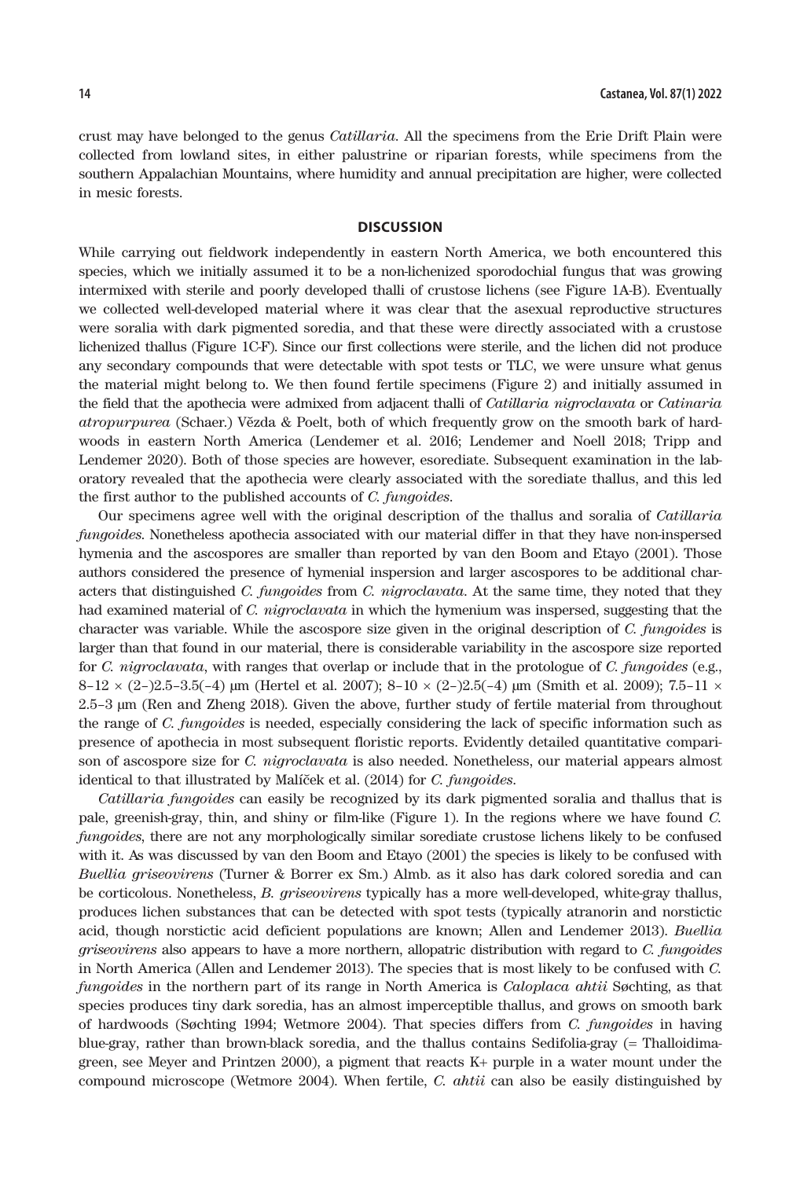crust may have belonged to the genus *Catillaria*. All the specimens from the Erie Drift Plain were collected from lowland sites, in either palustrine or riparian forests, while specimens from the southern Appalachian Mountains, where humidity and annual precipitation are higher, were collected in mesic forests.

## DISCUSSION

While carrying out fieldwork independently in eastern North America, we both encountered this species, which we initially assumed it to be a non-lichenized sporodochial fungus that was growing intermixed with sterile and poorly developed thalli of crustose lichens (see Figure 1A-B). Eventually we collected well-developed material where it was clear that the asexual reproductive structures were soralia with dark pigmented soredia, and that these were directly associated with a crustose lichenized thallus (Figure 1C-F). Since our first collections were sterile, and the lichen did not produce any secondary compounds that were detectable with spot tests or TLC, we were unsure what genus the material might belong to. We then found fertile specimens (Figure 2) and initially assumed in the field that the apothecia were admixed from adjacent thalli of *Catillaria nigroclavata* or *Catinaria atropurpurea* (Schaer.) Vězda & Poelt, both of which frequently grow on the smooth bark of hardwoods in eastern North America (Lendemer et al. 2016; Lendemer and Noell 2018; Tripp and Lendemer 2020). Both of those species are however, esorediate. Subsequent examination in the laboratory revealed that the apothecia were clearly associated with the sorediate thallus, and this led the first author to the published accounts of *C. fungoides*.

Our specimens agree well with the original description of the thallus and soralia of *Catillaria fungoides*. Nonetheless apothecia associated with our material differ in that they have non-inspersed hymenia and the ascospores are smaller than reported by van den Boom and Etayo (2001). Those authors considered the presence of hymenial inspersion and larger ascospores to be additional characters that distinguished *C. fungoides* from *C. nigroclavata*. At the same time, they noted that they had examined material of *C. nigroclavata* in which the hymenium was inspersed, suggesting that the character was variable. While the ascospore size given in the original description of *C. fungoides* is larger than that found in our material, there is considerable variability in the ascospore size reported for *C. nigroclavata*, with ranges that overlap or include that in the protologue of *C. fungoides* (e.g., 8–12 × (2–)2.5–3.5(–4) µm (Hertel et al. 2007); 8–10 × (2–)2.5(–4) µm (Smith et al. 2009); 7.5–11 × 2.5–3 µm (Ren and Zheng 2018). Given the above, further study of fertile material from throughout the range of *C. fungoides* is needed, especially considering the lack of specific information such as presence of apothecia in most subsequent floristic reports. Evidently detailed quantitative comparison of ascospore size for *C. nigroclavata* is also needed. Nonetheless, our material appears almost identical to that illustrated by Malíček et al. (2014) for *C. fungoides*.

*Catillaria fungoides* can easily be recognized by its dark pigmented soralia and thallus that is pale, greenish-gray, thin, and shiny or film-like (Figure 1). In the regions where we have found *C. fungoides*, there are not any morphologically similar sorediate crustose lichens likely to be confused with it. As was discussed by van den Boom and Etayo (2001) the species is likely to be confused with *Buellia griseovirens* (Turner & Borrer ex Sm.) Almb. as it also has dark colored soredia and can be corticolous. Nonetheless, *B. griseovirens* typically has a more well-developed, white-gray thallus, produces lichen substances that can be detected with spot tests (typically atranorin and norstictic acid, though norstictic acid deficient populations are known; Allen and Lendemer 2013). *Buellia griseovirens* also appears to have a more northern, allopatric distribution with regard to *C. fungoides* in North America (Allen and Lendemer 2013). The species that is most likely to be confused with *C. fungoides* in the northern part of its range in North America is *Caloplaca ahtii* Søchting, as that species produces tiny dark soredia, has an almost imperceptible thallus, and grows on smooth bark of hardwoods (Søchting 1994; Wetmore 2004). That species differs from *C. fungoides* in having blue-gray, rather than brown-black soredia, and the thallus contains Sedifolia-gray (= Thalloidima-green, see Meyer and Printzen 2000), a pigment that reacts K+ purple in a water mount under the compound microscope (Wetmore 2004). When fertile, *C. ahtii* can also be easily distinguished by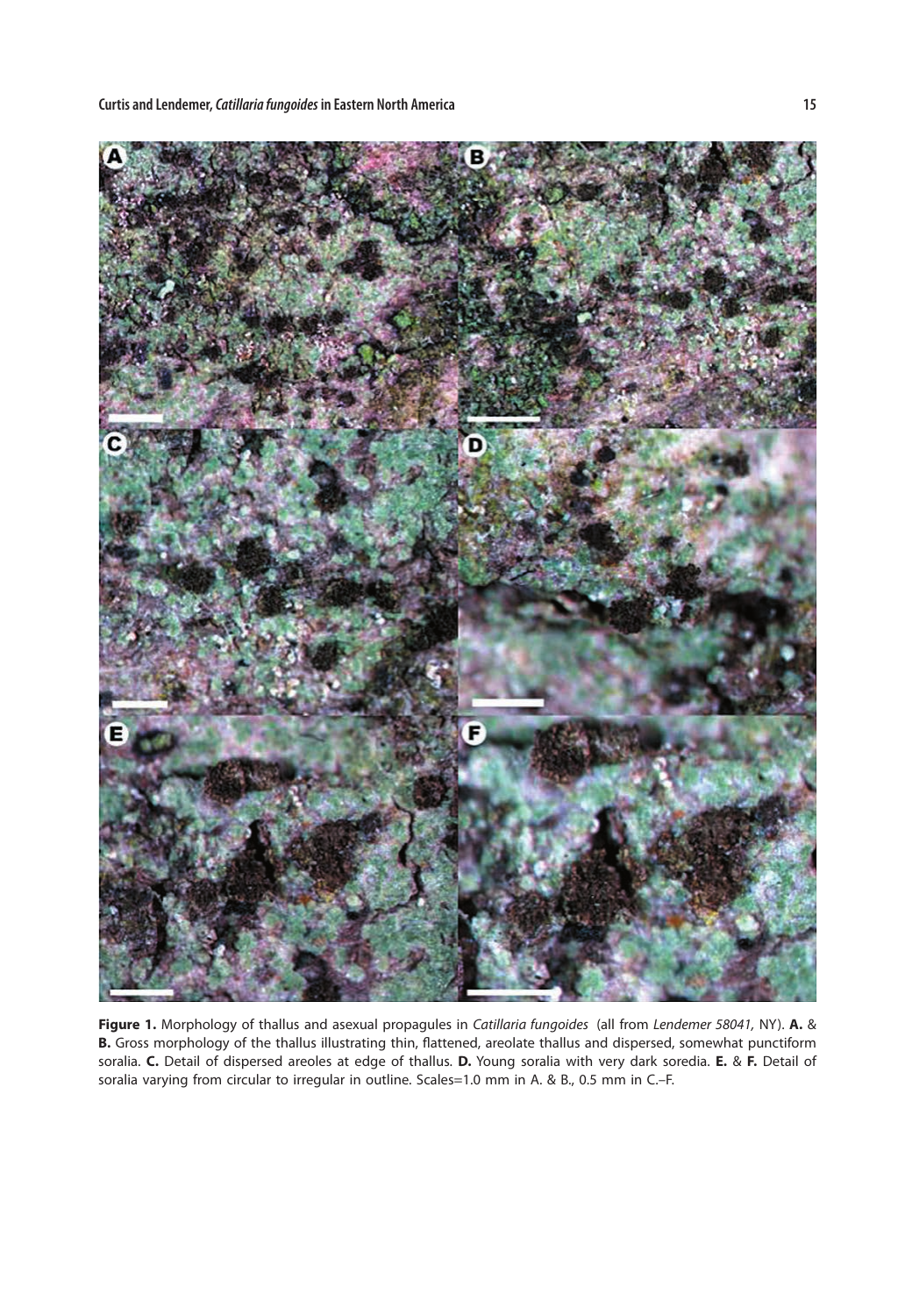**Figure 1.** Morphology of thallus and asexual propagules in *Catillaria fungoides* (all from *Lendemer 58041,* NY). **A.** & **B.** Gross morphology of the thallus illustrating thin, flattened, areolate thallus and dispersed, somewhat punctiform soralia. **C.** Detail of dispersed areoles at edge of thallus. **D.** Young soralia with very dark soredia. **E.** & **F.** Detail of soralia varying from circular to irregular in outline. Scales=1.0 mm in A. & B., 0.5 mm in C.–F.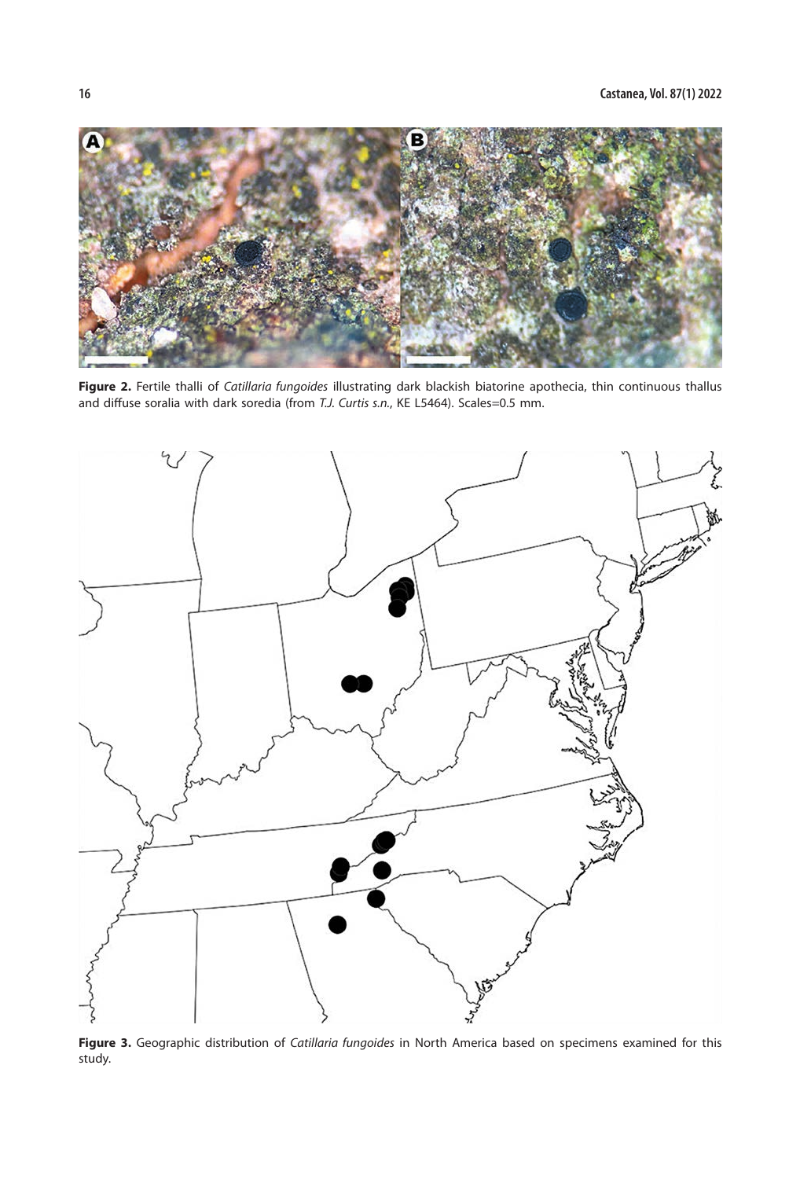**Figure 2.** Fertile thalli of *Catillaria fungoides* illustrating dark blackish biatorine apothecia, thin continuous thallus and diffuse soralia with dark soredia (from *T.J. Curtis s.n.*, KE L5464). Scales=0.5 mm.

**Figure 3.** Geographic distribution of *Catillaria fungoides* in North America based on specimens examined for this study.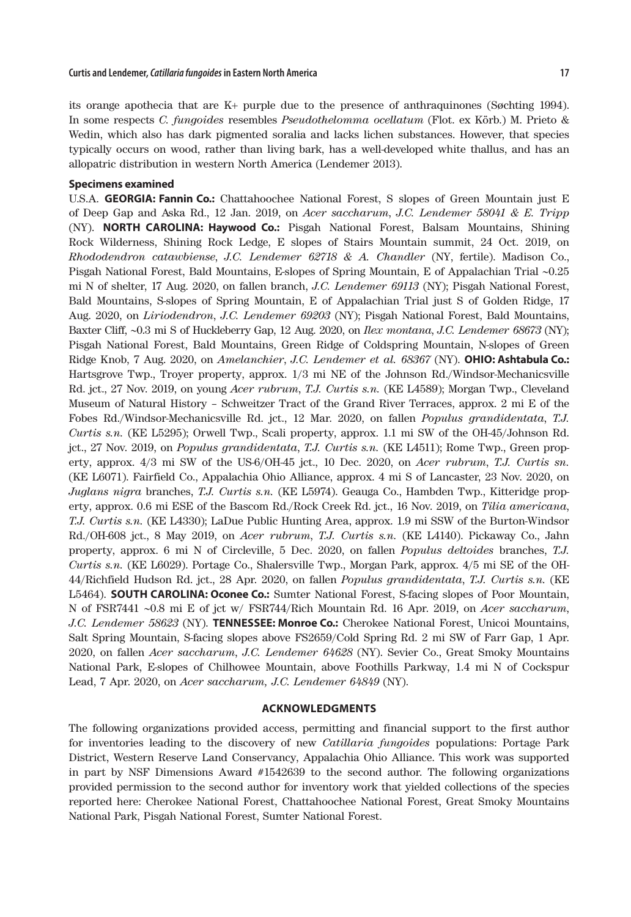its orange apothecia that are K+ purple due to the presence of anthraquinones (Søchting 1994). In some respects *C. fungoides* resembles *Pseudothelomma ocellatum* (Flot. ex Körb.) M. Prieto & Wedin, which also has dark pigmented soralia and lacks lichen substances. However, that species typically occurs on wood, rather than living bark, has a well-developed white thallus, and has an allopatric distribution in western North America (Lendemer 2013).

### Specimens examined

U.S.A. **GEORGIA: Fannin Co.:** Chattahoochee National Forest, S slopes of Green Mountain just E of Deep Gap and Aska Rd., 12 Jan. 2019, on *Acer saccharum*, *J.C. Lendemer 58041 & E. Tripp* (NY). **NORTH CAROLINA: Haywood Co.:** Pisgah National Forest, Balsam Mountains, Shining Rock Wilderness, Shining Rock Ledge, E slopes of Stairs Mountain summit, 24 Oct. 2019, on *Rhododendron catawbiense*, *J.C. Lendemer 62718 & A. Chandler* (NY, fertile). Madison Co., Pisgah National Forest, Bald Mountains, E-slopes of Spring Mountain, E of Appalachian Trial ~0.25 mi N of shelter, 17 Aug. 2020, on fallen branch, *J.C. Lendemer 69113* (NY); Pisgah National Forest, Bald Mountains, S-slopes of Spring Mountain, E of Appalachian Trial just S of Golden Ridge, 17 Aug. 2020, on *Liriodendron*, *J.C. Lendemer 69203* (NY); Pisgah National Forest, Bald Mountains, Baxter Cliff, ~0.3 mi S of Huckleberry Gap, 12 Aug. 2020, on *Ilex montana*, *J.C. Lendemer 68673* (NY); Pisgah National Forest, Bald Mountains, Green Ridge of Coldspring Mountain, N-slopes of Green Ridge Knob, 7 Aug. 2020, on *Amelanchier*, *J.C. Lendemer et al. 68367* (NY). **OHIO: Ashtabula Co.:** Hartsgrove Twp., Troyer property, approx. 1/3 mi NE of the Johnson Rd./Windsor-Mechanicsville Rd. jct., 27 Nov. 2019, on young *Acer rubrum*, *T.J. Curtis s.n.* (KE L4589); Morgan Twp., Cleveland Museum of Natural History – Schweitzer Tract of the Grand River Terraces, approx. 2 mi E of the Fobes Rd./Windsor-Mechanicsville Rd. jct., 12 Mar. 2020, on fallen *Populus grandidentata*, *T.J. Curtis s.n.* (KE L5295); Orwell Twp., Scali property, approx. 1.1 mi SW of the OH-45/Johnson Rd. jct., 27 Nov. 2019, on *Populus grandidentata*, *T.J. Curtis s.n.* (KE L4511); Rome Twp., Green property, approx. 4/3 mi SW of the US-6/OH-45 jct., 10 Dec. 2020, on *Acer rubrum*, *T.J. Curtis sn.* (KE L6071). Fairfield Co., Appalachia Ohio Alliance, approx. 4 mi S of Lancaster, 23 Nov. 2020, on *Juglans nigra* branches, *T.J. Curtis s.n.* (KE L5974). Geauga Co., Hambden Twp., Kitteridge property, approx. 0.6 mi ESE of the Bascom Rd./Rock Creek Rd. jct., 16 Nov. 2019, on *Tilia americana*, *T.J. Curtis s.n.* (KE L4330); LaDue Public Hunting Area, approx. 1.9 mi SSW of the Burton-Windsor Rd./OH-608 jct., 8 May 2019, on *Acer rubrum*, *T.J. Curtis s.n.* (KE L4140). Pickaway Co., Jahn property, approx. 6 mi N of Circleville, 5 Dec. 2020, on fallen *Populus deltoides* branches, *T.J. Curtis s.n.* (KE L6029). Portage Co., Shalersville Twp., Morgan Park, approx. 4/5 mi SE of the OH-44/Richfield Hudson Rd. jct., 28 Apr. 2020, on fallen *Populus grandidentata*, *T.J. Curtis s.n.* (KE L5464). **SOUTH CAROLINA: Oconee Co.:** Sumter National Forest, S-facing slopes of Poor Mountain, N of FSR7441 ~0.8 mi E of jct w/ FSR744/Rich Mountain Rd. 16 Apr. 2019, on *Acer saccharum*, *J.C. Lendemer 58623* (NY). **TENNESSEE: Monroe Co.:** Cherokee National Forest, Unicoi Mountains, Salt Spring Mountain, S-facing slopes above FS2659/Cold Spring Rd. 2 mi SW of Farr Gap, 1 Apr. 2020, on fallen *Acer saccharum*, *J.C. Lendemer 64628* (NY). Sevier Co., Great Smoky Mountains National Park, E-slopes of Chilhowee Mountain, above Foothills Parkway, 1.4 mi N of Cockspur Lead, 7 Apr. 2020, on *Acer saccharum, J.C. Lendemer 64849* (NY).

## ACKNOWLEDGMENTS

The following organizations provided access, permitting and financial support to the first author for inventories leading to the discovery of new *Catillaria fungoides* populations: Portage Park District, Western Reserve Land Conservancy, Appalachia Ohio Alliance. This work was supported in part by NSF Dimensions Award #1542639 to the second author. The following organizations provided permission to the second author for inventory work that yielded collections of the species reported here: Cherokee National Forest, Chattahoochee National Forest, Great Smoky Mountains National Park, Pisgah National Forest, Sumter National Forest.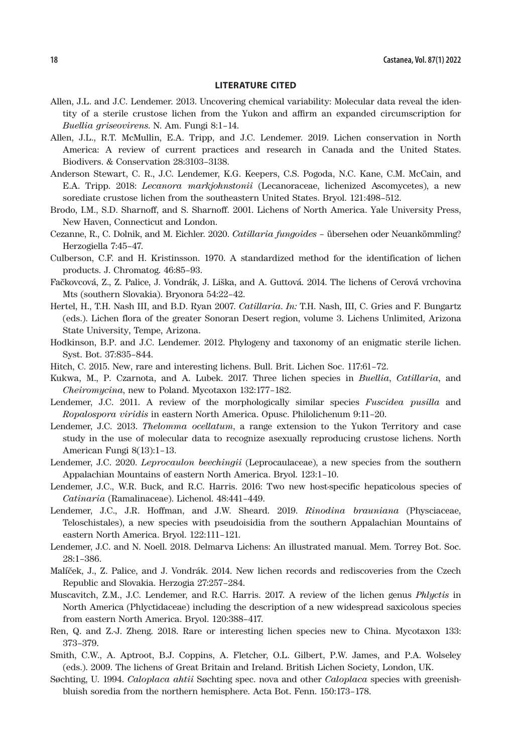## LITERATURE CITED

Allen, J.L. and J.C. Lendemer. 2013. Uncovering chemical variability: Molecular data reveal the identity of a sterile crustose lichen from the Yukon and affirm an expanded circumscription for *Buellia griseovirens*. N. Am. Fungi 8:1–14.

Allen, J.L., R.T. McMullin, E.A. Tripp, and J.C. Lendemer. 2019. Lichen conservation in North America: A review of current practices and research in Canada and the United States. Biodivers. & Conservation 28:3103–3138.

Anderson Stewart, C. R., J.C. Lendemer, K.G. Keepers, C.S. Pogoda, N.C. Kane, C.M. McCain, and E.A. Tripp. 2018: *Lecanora markjohnstonii* (Lecanoraceae, lichenized Ascomycetes), a new sorediate crustose lichen from the southeastern United States. Bryol. 121:498–512.

Brodo, I.M., S.D. Sharnoff, and S. Sharnoff. 2001. Lichens of North America. Yale University Press, New Haven, Connecticut and London.

Cezanne, R., C. Dolnik, and M. Eichler. 2020. *Catillaria fungoides* – übersehen oder Neuankömmling? Herzogiella 7:45–47.

Culberson, C.F. and H. Kristinsson. 1970. A standardized method for the identification of lichen products. J. Chromatog. 46:85–93.

Fačkovcová, Z., Z. Palice, J. Vondrák, J. Liška, and A. Guttová. 2014. The lichens of Cerová vrchovina Mts (southern Slovakia). Bryonora 54:22–42.

Hertel, H., T.H. Nash III, and B.D. Ryan 2007. *Catillaria*. *In:* T.H. Nash, III, C. Gries and F. Bungartz (eds.). Lichen flora of the greater Sonoran Desert region, volume 3. Lichens Unlimited, Arizona State University, Tempe, Arizona.

Hodkinson, B.P. and J.C. Lendemer. 2012. Phylogeny and taxonomy of an enigmatic sterile lichen. Syst. Bot. 37:835–844.

Hitch, C. 2015. New, rare and interesting lichens. Bull. Brit. Lichen Soc. 117:61–72.

Kukwa, M., P. Czarnota, and A. Lubek. 2017. Three lichen species in *Buellia*, *Catillaria*, and *Cheiromycina*, new to Poland. Mycotaxon 132:177–182.

Lendemer, J.C. 2011. A review of the morphologically similar species *Fuscidea pusilla* and *Ropalospora viridis* in eastern North America. Opusc. Philolichenum 9:11–20.

Lendemer, J.C. 2013. *Thelomma ocellatum*, a range extension to the Yukon Territory and case study in the use of molecular data to recognize asexually reproducing crustose lichens. North American Fungi 8(13):1–13.

Lendemer, J.C. 2020. *Leprocaulon beechingii* (Leprocaulaceae), a new species from the southern Appalachian Mountains of eastern North America. Bryol. 123:1–10.

Lendemer, J.C., W.R. Buck, and R.C. Harris. 2016: Two new host-specific hepaticolous species of *Catinaria* (Ramalinaceae). Lichenol. 48:441–449.

Lendemer, J.C., J.R. Hoffman, and J.W. Sheard. 2019. *Rinodina brauniana* (Physciaceae, Teloschistales), a new species with pseudoisidia from the southern Appalachian Mountains of eastern North America. Bryol. 122:111–121.

Lendemer, J.C. and N. Noell. 2018. Delmarva Lichens: An illustrated manual. Mem. Torrey Bot. Soc. 28:1–386.

Malíček, J., Z. Palice, and J. Vondrák. 2014. New lichen records and rediscoveries from the Czech Republic and Slovakia. Herzogia 27:257–284.

Muscavitch, Z.M., J.C. Lendemer, and R.C. Harris. 2017. A review of the lichen genus *Phlyctis* in North America (Phlyctidaceae) including the description of a new widespread saxicolous species from eastern North America. Bryol. 120:388–417.

Ren, Q. and Z.-J. Zheng. 2018. Rare or interesting lichen species new to China. Mycotaxon 133: 373–379.

Smith, C.W., A. Aptroot, B.J. Coppins, A. Fletcher, O.L. Gilbert, P.W. James, and P.A. Wolseley (eds.). 2009. The lichens of Great Britain and Ireland. British Lichen Society, London, UK.

Søchting, U. 1994. *Caloplaca ahtii* Søchting spec. nova and other *Caloplaca* species with greenish-bluish soredia from the northern hemisphere. Acta Bot. Fenn. 150:173–178.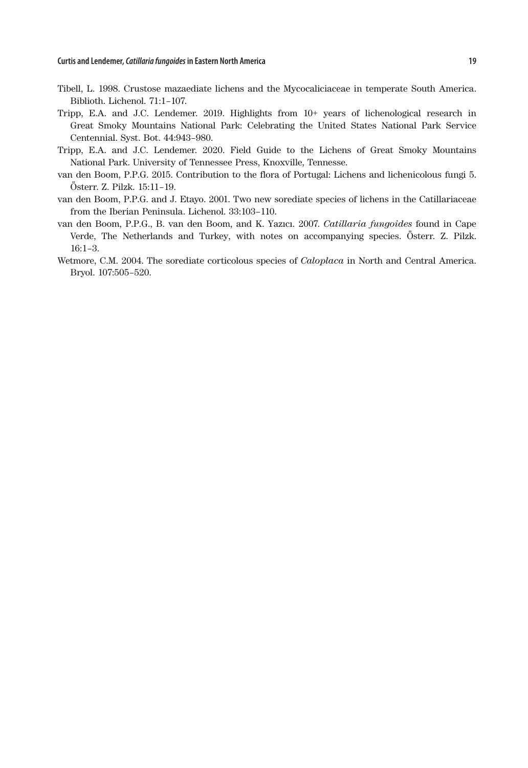Tibell, L. 1998. Crustose mazaediate lichens and the Mycocaliciaceae in temperate South America. Biblioth. Lichenol. 71:1–107.

Tripp, E.A. and J.C. Lendemer. 2019. Highlights from 10+ years of lichenological research in Great Smoky Mountains National Park: Celebrating the United States National Park Service Centennial. Syst. Bot. 44:943–980.

Tripp, E.A. and J.C. Lendemer. 2020. Field Guide to the Lichens of Great Smoky Mountains National Park. University of Tennessee Press, Knoxville, Tennesse.

van den Boom, P.P.G. 2015. Contribution to the flora of Portugal: Lichens and lichenicolous fungi 5. Österr. Z. Pilzk. 15:11–19.

van den Boom, P.P.G. and J. Etayo. 2001. Two new sorediate species of lichens in the Catillariaceae from the Iberian Peninsula. Lichenol. 33:103–110.

van den Boom, P.P.G., B. van den Boom, and K. Yazıcı. 2007. *Catillaria fungoides* found in Cape Verde, The Netherlands and Turkey, with notes on accompanying species. Österr. Z. Pilzk. 16:1–3.

Wetmore, C.M. 2004. The sorediate corticolous species of *Caloplaca* in North and Central America. Bryol. 107:505–520.